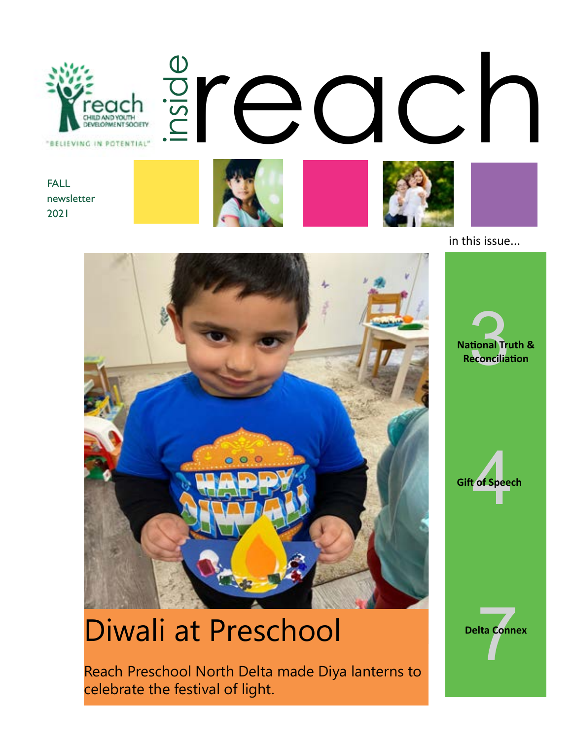# inside reach

Reach Child and Youth Development Society

"BELIEVING IN POTENTIAL"

FALL
newsletter
2021

in this issue...

3 National Truth & Reconciliation

4 Gift of Speech

7 Delta Connex

## Diwali at Preschool

Reach Preschool North Delta made Diya lanterns to celebrate the festival of light.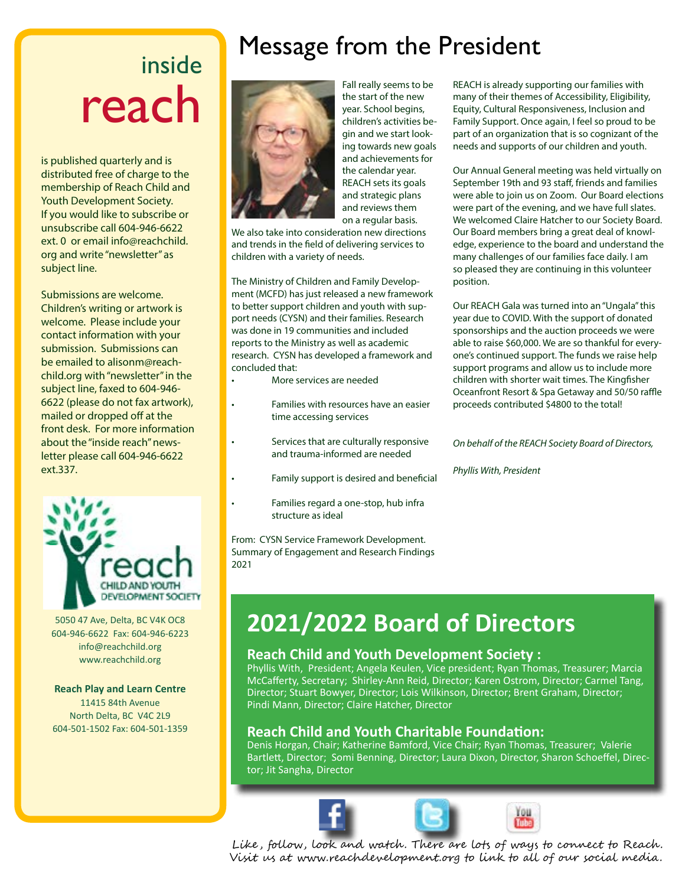# inside reach

is published quarterly and is distributed free of charge to the membership of Reach Child and Youth Development Society. If you would like to subscribe or unsubscribe call 604-946-6622 ext. 0 or email info@reachchild.org and write "newsletter" as subject line.

Submissions are welcome. Children's writing or artwork is welcome. Please include your contact information with your submission. Submissions can be emailed to alisonm@reachchild.org with "newsletter" in the subject line, faxed to 604-946-6622 (please do not fax artwork), mailed or dropped off at the front desk. For more information about the "inside reach" newsletter please call 604-946-6622 ext.337.

reach CHILD AND YOUTH DEVELOPMENT SOCIETY

5050 47 Ave, Delta, BC V4K OC8
604-946-6622 Fax: 604-946-6223
info@reachchild.org
www.reachchild.org

**Reach Play and Learn Centre**
11415 84th Avenue
North Delta, BC V4C 2L9
604-501-1502 Fax: 604-501-1359

# Message from the President

Fall really seems to be the start of the new year. School begins, children's activities begin and we start looking towards new goals and achievements for the calendar year. REACH sets its goals and strategic plans and reviews them on a regular basis. We also take into consideration new directions and trends in the field of delivering services to children with a variety of needs.

The Ministry of Children and Family Development (MCFD) has just released a new framework to better support children and youth with support needs (CYSN) and their families. Research was done in 19 communities and included reports to the Ministry as well as academic research. CYSN has developed a framework and concluded that:

- More services are needed
- Families with resources have an easier time accessing services
- Services that are culturally responsive and trauma-informed are needed
- Family support is desired and beneficial
- Families regard a one-stop, hub infra structure as ideal

From: CYSN Service Framework Development. Summary of Engagement and Research Findings 2021

REACH is already supporting our families with many of their themes of Accessibility, Eligibility, Equity, Cultural Responsiveness, Inclusion and Family Support. Once again, I feel so proud to be part of an organization that is so cognizant of the needs and supports of our children and youth.

Our Annual General meeting was held virtually on September 19th and 93 staff, friends and families were able to join us on Zoom. Our Board elections were part of the evening, and we have full slates. We welcomed Claire Hatcher to our Society Board. Our Board members bring a great deal of knowledge, experience to the board and understand the many challenges of our families face daily. I am so pleased they are continuing in this volunteer position.

Our REACH Gala was turned into an "Ungala" this year due to COVID. With the support of donated sponsorships and the auction proceeds we were able to raise $60,000. We are so thankful for everyone's continued support. The funds we raise help support programs and allow us to include more children with shorter wait times. The Kingfisher Oceanfront Resort & Spa Getaway and 50/50 raffle proceeds contributed $4800 to the total!

*On behalf of the REACH Society Board of Directors,*

*Phyllis With, President*

# 2021/2022 Board of Directors

## Reach Child and Youth Development Society :

Phyllis With, President; Angela Keulen, Vice president; Ryan Thomas, Treasurer; Marcia McCafferty, Secretary; Shirley-Ann Reid, Director; Karen Ostrom, Director; Carmel Tang, Director; Stuart Bowyer, Director; Lois Wilkinson, Director; Brent Graham, Director; Pindi Mann, Director; Claire Hatcher, Director

## Reach Child and Youth Charitable Foundation:

Denis Horgan, Chair; Katherine Bamford, Vice Chair; Ryan Thomas, Treasurer; Valerie Bartlett, Director; Somi Benning, Director; Laura Dixon, Director, Sharon Schoeffel, Director; Jit Sangha, Director

Like, follow, look and watch. There are lots of ways to connect to Reach. Visit us at www.reachdevelopment.org to link to all of our social media.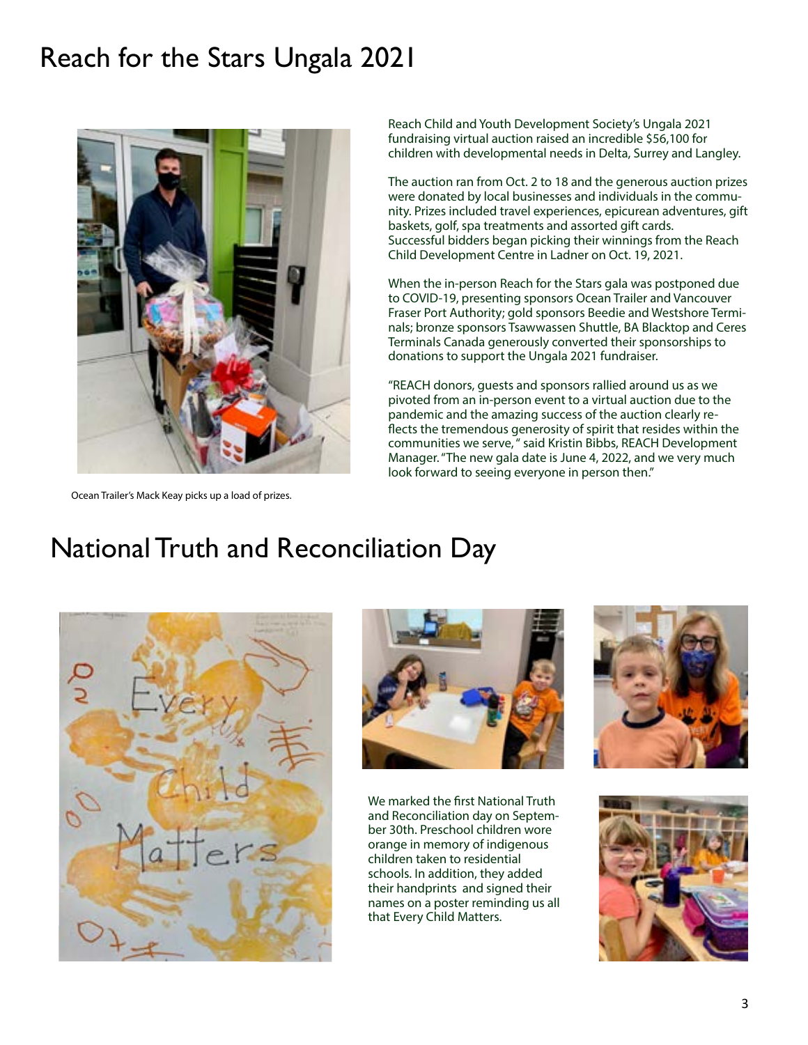# Reach for the Stars Ungala 2021

Ocean Trailer's Mack Keay picks up a load of prizes.

Reach Child and Youth Development Society's Ungala 2021 fundraising virtual auction raised an incredible $56,100 for children with developmental needs in Delta, Surrey and Langley.

The auction ran from Oct. 2 to 18 and the generous auction prizes were donated by local businesses and individuals in the community. Prizes included travel experiences, epicurean adventures, gift baskets, golf, spa treatments and assorted gift cards. Successful bidders began picking their winnings from the Reach Child Development Centre in Ladner on Oct. 19, 2021.

When the in-person Reach for the Stars gala was postponed due to COVID-19, presenting sponsors Ocean Trailer and Vancouver Fraser Port Authority; gold sponsors Beedie and Westshore Terminals; bronze sponsors Tsawwassen Shuttle, BA Blacktop and Ceres Terminals Canada generously converted their sponsorships to donations to support the Ungala 2021 fundraiser.

"REACH donors, guests and sponsors rallied around us as we pivoted from an in-person event to a virtual auction due to the pandemic and the amazing success of the auction clearly reflects the tremendous generosity of spirit that resides within the communities we serve, " said Kristin Bibbs, REACH Development Manager. "The new gala date is June 4, 2022, and we very much look forward to seeing everyone in person then."

# National Truth and Reconciliation Day

We marked the first National Truth and Reconciliation day on September 30th. Preschool children wore orange in memory of indigenous children taken to residential schools. In addition, they added their handprints and signed their names on a poster reminding us all that Every Child Matters.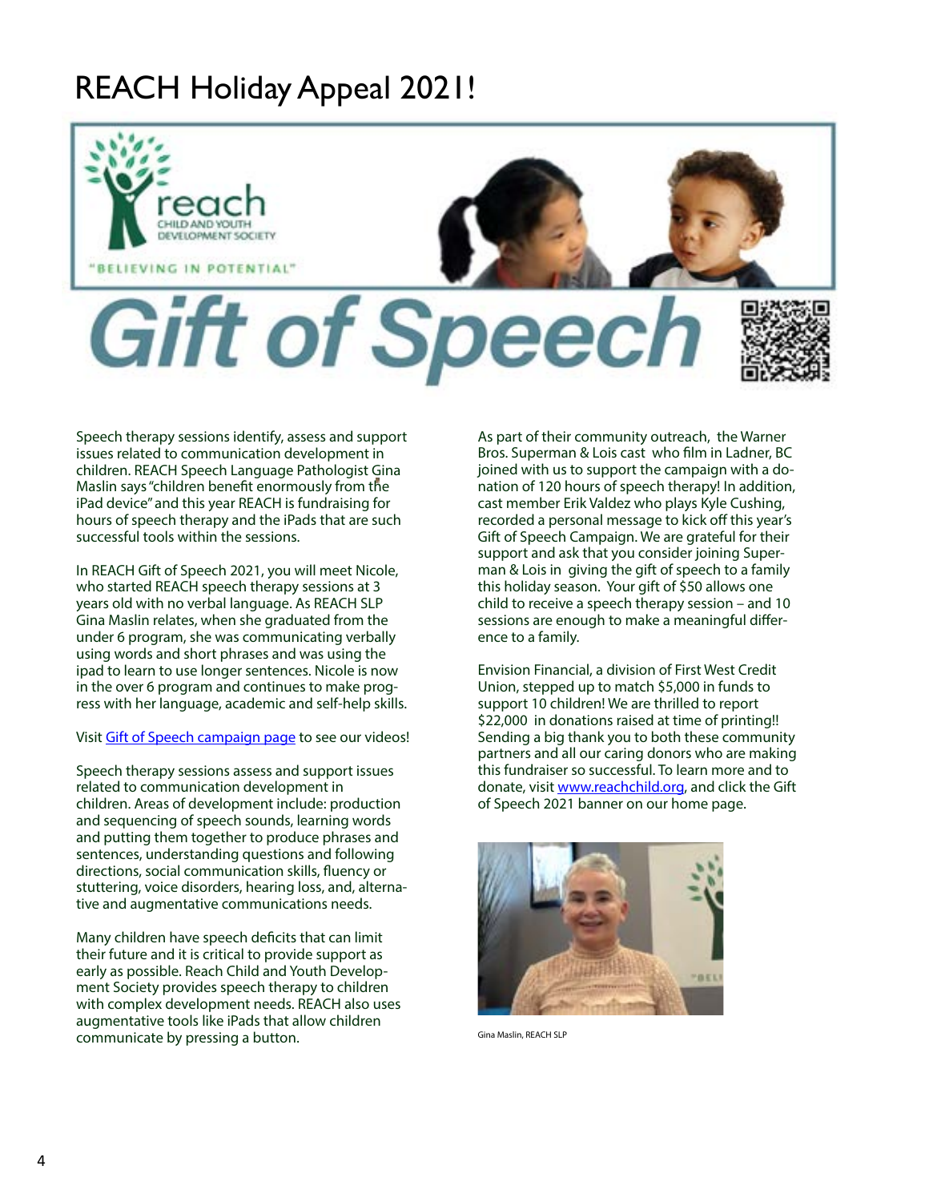# REACH Holiday Appeal 2021!

reach
CHILD AND YOUTH DEVELOPMENT SOCIETY

"BELIEVING IN POTENTIAL"

## Gift of Speech

Speech therapy sessions identify, assess and support issues related to communication development in children. REACH Speech Language Pathologist Gina Maslin says "children benefit enormously from the iPad device" and this year REACH is fundraising for hours of speech therapy and the iPads that are such successful tools within the sessions.

In REACH Gift of Speech 2021, you will meet Nicole, who started REACH speech therapy sessions at 3 years old with no verbal language. As REACH SLP Gina Maslin relates, when she graduated from the under 6 program, she was communicating verbally using words and short phrases and was using the ipad to learn to use longer sentences. Nicole is now in the over 6 program and continues to make progress with her language, academic and self-help skills.

Visit [Gift of Speech campaign page] to see our videos!

Speech therapy sessions assess and support issues related to communication development in children. Areas of development include: production and sequencing of speech sounds, learning words and putting them together to produce phrases and sentences, understanding questions and following directions, social communication skills, fluency or stuttering, voice disorders, hearing loss, and, alternative and augmentative communications needs.

Many children have speech deficits that can limit their future and it is critical to provide support as early as possible. Reach Child and Youth Development Society provides speech therapy to children with complex development needs. REACH also uses augmentative tools like iPads that allow children communicate by pressing a button.

As part of their community outreach, the Warner Bros. Superman & Lois cast who film in Ladner, BC joined with us to support the campaign with a donation of 120 hours of speech therapy! In addition, cast member Erik Valdez who plays Kyle Cushing, recorded a personal message to kick off this year's Gift of Speech Campaign. We are grateful for their support and ask that you consider joining Superman & Lois in giving the gift of speech to a family this holiday season. Your gift of $50 allows one child to receive a speech therapy session – and 10 sessions are enough to make a meaningful difference to a family.

Envision Financial, a division of First West Credit Union, stepped up to match $5,000 in funds to support 10 children! We are thrilled to report $22,000 in donations raised at time of printing!! Sending a big thank you to both these community partners and all our caring donors who are making this fundraiser so successful. To learn more and to donate, visit www.reachchild.org, and click the Gift of Speech 2021 banner on our home page.

Gina Maslin, REACH SLP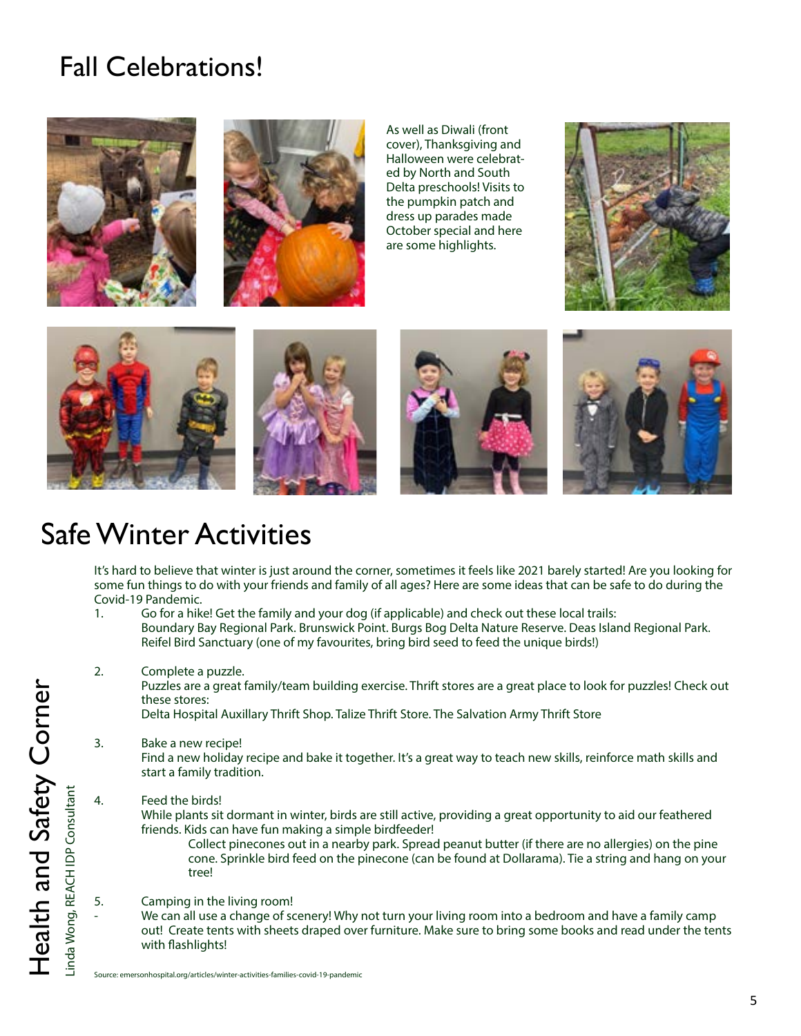# Fall Celebrations!

As well as Diwali (front cover), Thanksgiving and Halloween were celebrated by North and South Delta preschools! Visits to the pumpkin patch and dress up parades made October special and here are some highlights.

# Safe Winter Activities

## Health and Safety Corner

Linda Wong, REACH IDP Consultant

It's hard to believe that winter is just around the corner, sometimes it feels like 2021 barely started! Are you looking for some fun things to do with your friends and family of all ages? Here are some ideas that can be safe to do during the Covid-19 Pandemic.

1. Go for a hike! Get the family and your dog (if applicable) and check out these local trails:
   Boundary Bay Regional Park. Brunswick Point. Burgs Bog Delta Nature Reserve. Deas Island Regional Park. Reifel Bird Sanctuary (one of my favourites, bring bird seed to feed the unique birds!)

2. Complete a puzzle.
   Puzzles are a great family/team building exercise. Thrift stores are a great place to look for puzzles! Check out these stores:
   Delta Hospital Auxillary Thrift Shop. Talize Thrift Store. The Salvation Army Thrift Store

3. Bake a new recipe!
   Find a new holiday recipe and bake it together. It's a great way to teach new skills, reinforce math skills and start a family tradition.

4. Feed the birds!
   While plants sit dormant in winter, birds are still active, providing a great opportunity to aid our feathered friends. Kids can have fun making a simple birdfeeder!
   Collect pinecones out in a nearby park. Spread peanut butter (if there are no allergies) on the pine cone. Sprinkle bird feed on the pinecone (can be found at Dollarama). Tie a string and hang on your tree!

5. Camping in the living room!
   - We can all use a change of scenery! Why not turn your living room into a bedroom and have a family camp out! Create tents with sheets draped over furniture. Make sure to bring some books and read under the tents with flashlights!

Source: emersonhospital.org/articles/winter-activities-families-covid-19-pandemic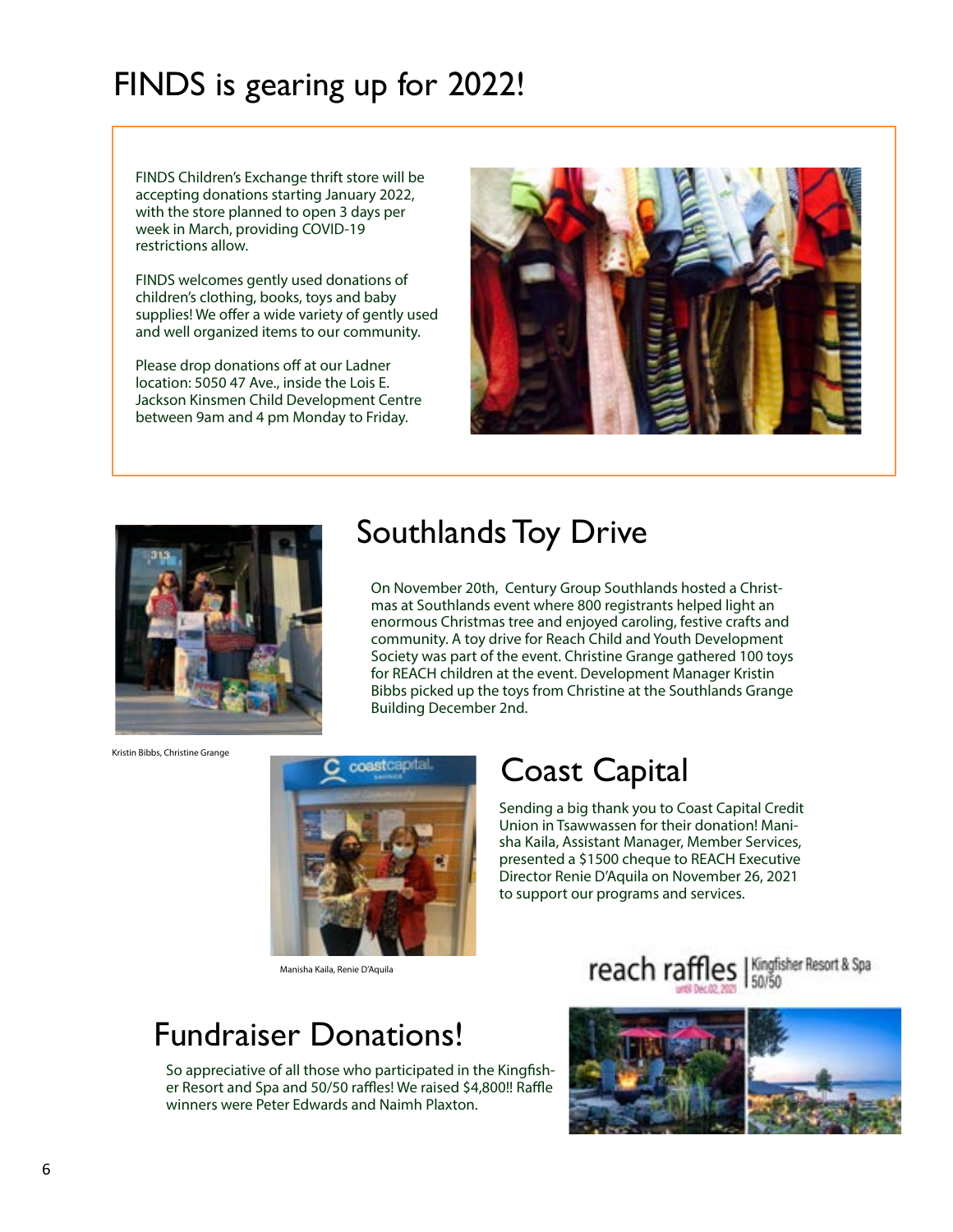# FINDS is gearing up for 2022!

FINDS Children's Exchange thrift store will be accepting donations starting January 2022, with the store planned to open 3 days per week in March, providing COVID-19 restrictions allow.

FINDS welcomes gently used donations of children's clothing, books, toys and baby supplies! We offer a wide variety of gently used and well organized items to our community.

Please drop donations off at our Ladner location: 5050 47 Ave., inside the Lois E. Jackson Kinsmen Child Development Centre between 9am and 4 pm Monday to Friday.

## Southlands Toy Drive

On November 20th, Century Group Southlands hosted a Christmas at Southlands event where 800 registrants helped light an enormous Christmas tree and enjoyed caroling, festive crafts and community. A toy drive for Reach Child and Youth Development Society was part of the event. Christine Grange gathered 100 toys for REACH children at the event. Development Manager Kristin Bibbs picked up the toys from Christine at the Southlands Grange Building December 2nd.

Kristin Bibbs, Christine Grange

## Coast Capital

Sending a big thank you to Coast Capital Credit Union in Tsawwassen for their donation! Manisha Kaila, Assistant Manager, Member Services, presented a $1500 cheque to REACH Executive Director Renie D'Aquila on November 26, 2021 to support our programs and services.

Manisha Kaila, Renie D'Aquila

reach raffles | Kingfisher Resort & Spa 50/50

until Dec.02, 2021

## Fundraiser Donations!

So appreciative of all those who participated in the Kingfisher Resort and Spa and 50/50 raffles! We raised $4,800!! Raffle winners were Peter Edwards and Naimh Plaxton.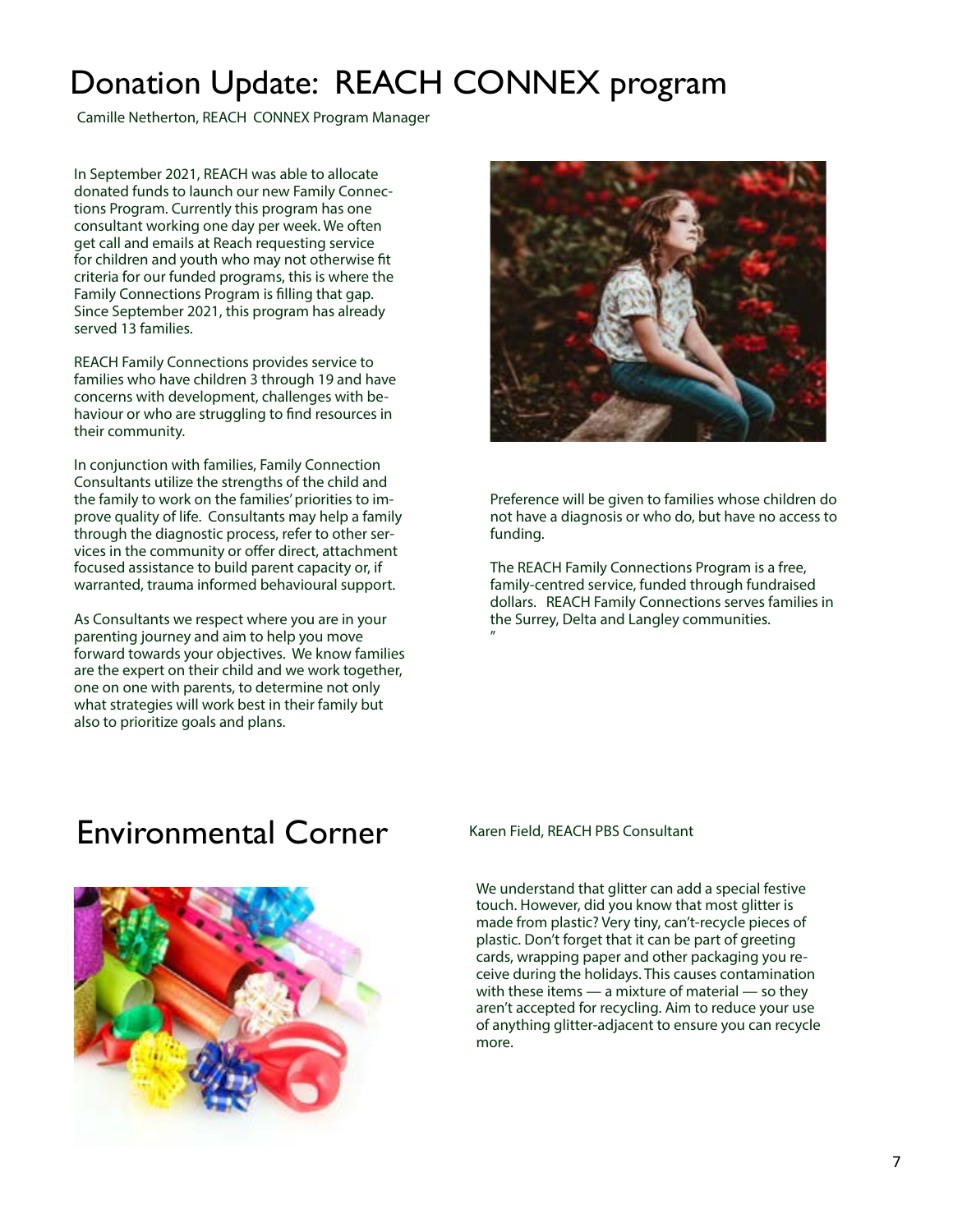# Donation Update: REACH CONNEX program

Camille Netherton, REACH CONNEX Program Manager

In September 2021, REACH was able to allocate donated funds to launch our new Family Connections Program. Currently this program has one consultant working one day per week. We often get call and emails at Reach requesting service for children and youth who may not otherwise fit criteria for our funded programs, this is where the Family Connections Program is filling that gap. Since September 2021, this program has already served 13 families.

REACH Family Connections provides service to families who have children 3 through 19 and have concerns with development, challenges with behaviour or who are struggling to find resources in their community.

In conjunction with families, Family Connection Consultants utilize the strengths of the child and the family to work on the families' priorities to improve quality of life. Consultants may help a family through the diagnostic process, refer to other services in the community or offer direct, attachment focused assistance to build parent capacity or, if warranted, trauma informed behavioural support.

As Consultants we respect where you are in your parenting journey and aim to help you move forward towards your objectives. We know families are the expert on their child and we work together, one on one with parents, to determine not only what strategies will work best in their family but also to prioritize goals and plans.

Preference will be given to families whose children do not have a diagnosis or who do, but have no access to funding.

The REACH Family Connections Program is a free, family-centred service, funded through fundraised dollars. REACH Family Connections serves families in the Surrey, Delta and Langley communities.
"

# Environmental Corner

Karen Field, REACH PBS Consultant

We understand that glitter can add a special festive touch. However, did you know that most glitter is made from plastic? Very tiny, can't-recycle pieces of plastic. Don't forget that it can be part of greeting cards, wrapping paper and other packaging you receive during the holidays. This causes contamination with these items — a mixture of material — so they aren't accepted for recycling. Aim to reduce your use of anything glitter-adjacent to ensure you can recycle more.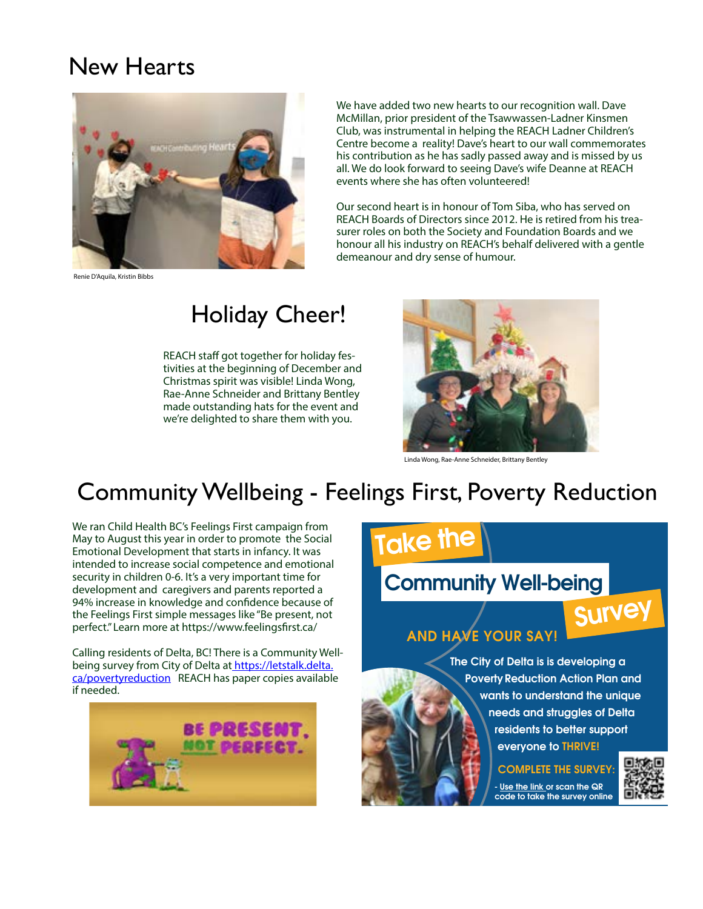# New Hearts

Renie D'Aquila, Kristin Bibbs

We have added two new hearts to our recognition wall. Dave McMillan, prior president of the Tsawwassen-Ladner Kinsmen Club, was instrumental in helping the REACH Ladner Children's Centre become a reality! Dave's heart to our wall commemorates his contribution as he has sadly passed away and is missed by us all. We do look forward to seeing Dave's wife Deanne at REACH events where she has often volunteered!

Our second heart is in honour of Tom Siba, who has served on REACH Boards of Directors since 2012. He is retired from his treasurer roles on both the Society and Foundation Boards and we honour all his industry on REACH's behalf delivered with a gentle demeanour and dry sense of humour.

# Holiday Cheer!

REACH staff got together for holiday festivities at the beginning of December and Christmas spirit was visible! Linda Wong, Rae-Anne Schneider and Brittany Bentley made outstanding hats for the event and we're delighted to share them with you.

Linda Wong, Rae-Anne Schneider, Brittany Bentley

# Community Wellbeing - Feelings First, Poverty Reduction

We ran Child Health BC's Feelings First campaign from May to August this year in order to promote the Social Emotional Development that starts in infancy. It was intended to increase social competence and emotional security in children 0-6. It's a very important time for development and caregivers and parents reported a 94% increase in knowledge and confidence because of the Feelings First simple messages like "Be present, not perfect." Learn more at https://www.feelingsfirst.ca/

Calling residents of Delta, BC! There is a Community Wellbeing survey from City of Delta at https://letstalk.delta.ca/povertyreduction REACH has paper copies available if needed.

BE PRESENT, NOT PERFECT.

Take the Community Well-being Survey

AND HAVE YOUR SAY!

The City of Delta is is developing a Poverty Reduction Action Plan and wants to understand the unique needs and struggles of Delta residents to better support everyone to THRIVE!

COMPLETE THE SURVEY:

- Use the link or scan the QR code to take the survey online